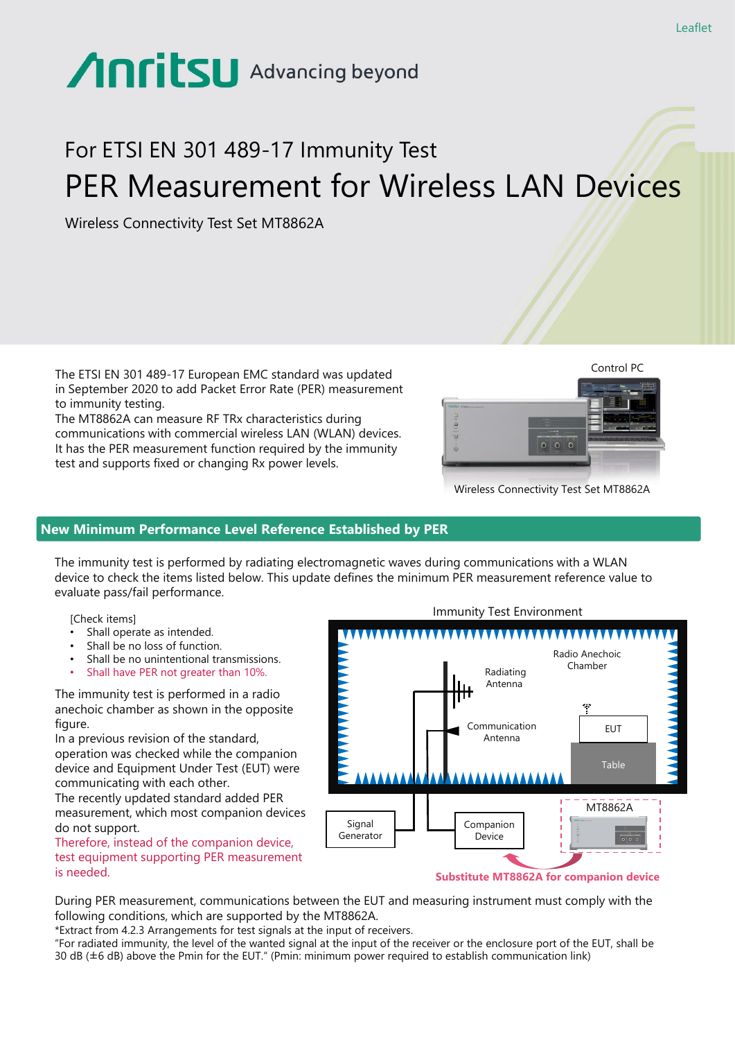Leaflet

Anritsu Advancing beyond

# For ETSI EN 301 489-17 Immunity Test
# PER Measurement for Wireless LAN Devices

Wireless Connectivity Test Set MT8862A

The ETSI EN 301 489-17 European EMC standard was updated in September 2020 to add Packet Error Rate (PER) measurement to immunity testing.
The MT8862A can measure RF TRx characteristics during communications with commercial wireless LAN (WLAN) devices. It has the PER measurement function required by the immunity test and supports fixed or changing Rx power levels.

Control PC

Wireless Connectivity Test Set MT8862A

## New Minimum Performance Level Reference Established by PER

The immunity test is performed by radiating electromagnetic waves during communications with a WLAN device to check the items listed below. This update defines the minimum PER measurement reference value to evaluate pass/fail performance.

[Check items]

- Shall operate as intended.
- Shall be no loss of function.
- Shall be no unintentional transmissions.
- Shall have PER not greater than 10%.

The immunity test is performed in a radio anechoic chamber as shown in the opposite figure.
In a previous revision of the standard, operation was checked while the companion device and Equipment Under Test (EUT) were communicating with each other.
The recently updated standard added PER measurement, which most companion devices do not support.
Therefore, instead of the companion device, test equipment supporting PER measurement is needed.

Immunity Test Environment

Radio Anechoic Chamber, Radiating Antenna, Communication Antenna, EUT, Table, Signal Generator, Companion Device, MT8862A

**Substitute MT8862A for companion device**

During PER measurement, communications between the EUT and measuring instrument must comply with the following conditions, which are supported by the MT8862A.
*Extract from 4.2.3 Arrangements for test signals at the input of receivers.
"For radiated immunity, the level of the wanted signal at the input of the receiver or the enclosure port of the EUT, shall be 30 dB (±6 dB) above the Pmin for the EUT." (Pmin: minimum power required to establish communication link)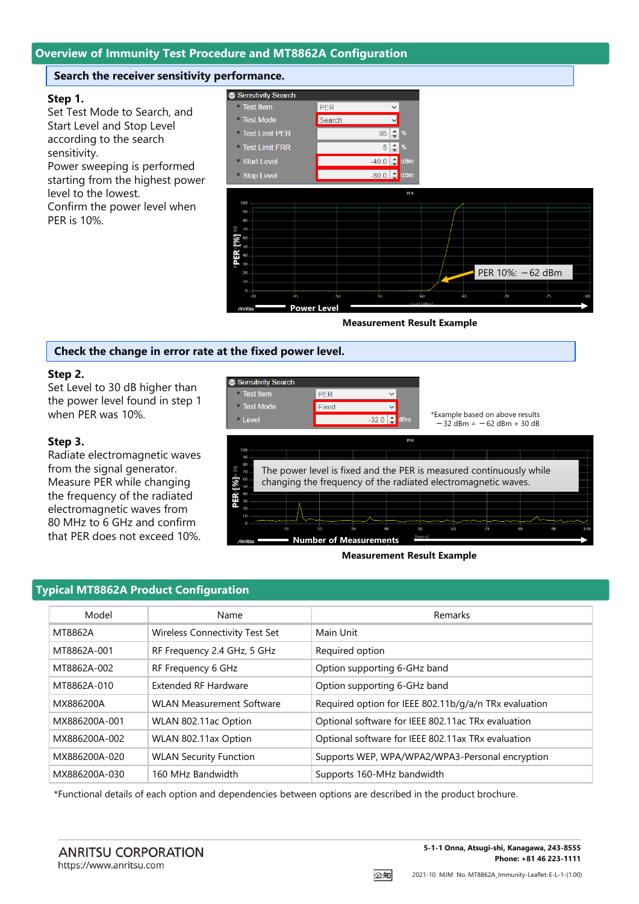## Overview of Immunity Test Procedure and MT8862A Configuration

### Search the receiver sensitivity performance.

**Step 1.**
Set Test Mode to Search, and Start Level and Stop Level according to the search sensitivity.
Power sweeping is performed starting from the highest power level to the lowest.
Confirm the power level when PER is 10%.

Sensitivity Search
Test Item: PER
Test Mode: Search
Test Limit PER: 95 %
Test Limit FRR: 5 %
Start Level: -40.0 dBm
Stop Level: -80.0 dBm

PER
PER [%]
100
90
80
70
60
50
40
30
20
10
0
-40
-45
-50
-55
-60
-65
-70
-75
-80
Level [dBm]
PER 10%: −62 dBm
Anritsu
Power Level

**Measurement Result Example**

### Check the change in error rate at the fixed power level.

**Step 2.**
Set Level to 30 dB higher than the power level found in step 1 when PER was 10%.

Sensitivity Search
Test Item: PER
Test Mode: Fixed
Level: -32.0 dBm

*Example based on above results
−32 dBm = −62 dBm + 30 dB

**Step 3.**
Radiate electromagnetic waves from the signal generator.
Measure PER while changing the frequency of the radiated electromagnetic waves from 80 MHz to 6 GHz and confirm that PER does not exceed 10%.

PER
PER [%]
100
90
80
70
60
50
40
30
20
10
0
10
20
30
40
50
60
70
80
90
100
[times]
The power level is fixed and the PER is measured continuously while changing the frequency of the radiated electromagnetic waves.
Anritsu
Number of Measurements

**Measurement Result Example**

## Typical MT8862A Product Configuration

| Model | Name | Remarks |
|---|---|---|
| MT8862A | Wireless Connectivity Test Set | Main Unit |
| MT8862A-001 | RF Frequency 2.4 GHz, 5 GHz | Required option |
| MT8862A-002 | RF Frequency 6 GHz | Option supporting 6-GHz band |
| MT8862A-010 | Extended RF Hardware | Option supporting 6-GHz band |
| MX886200A | WLAN Measurement Software | Required option for IEEE 802.11b/g/a/n TRx evaluation |
| MX886200A-001 | WLAN 802.11ac Option | Optional software for IEEE 802.11ac TRx evaluation |
| MX886200A-002 | WLAN 802.11ax Option | Optional software for IEEE 802.11ax TRx evaluation |
| MX886200A-020 | WLAN Security Function | Supports WEP, WPA/WPA2/WPA3-Personal encryption |
| MX886200A-030 | 160 MHz Bandwidth | Supports 160-MHz bandwidth |

*Functional details of each option and dependencies between options are described in the product brochure.

ANRITSU CORPORATION
https://www.anritsu.com

5-1-1 Onna, Atsugi-shi, Kanagawa, 243-8555
Phone: +81 46 223-1111

公知

2021-10 MJM No. MT8862A_Immunity-Leaflet-E-L-1-(1.00)